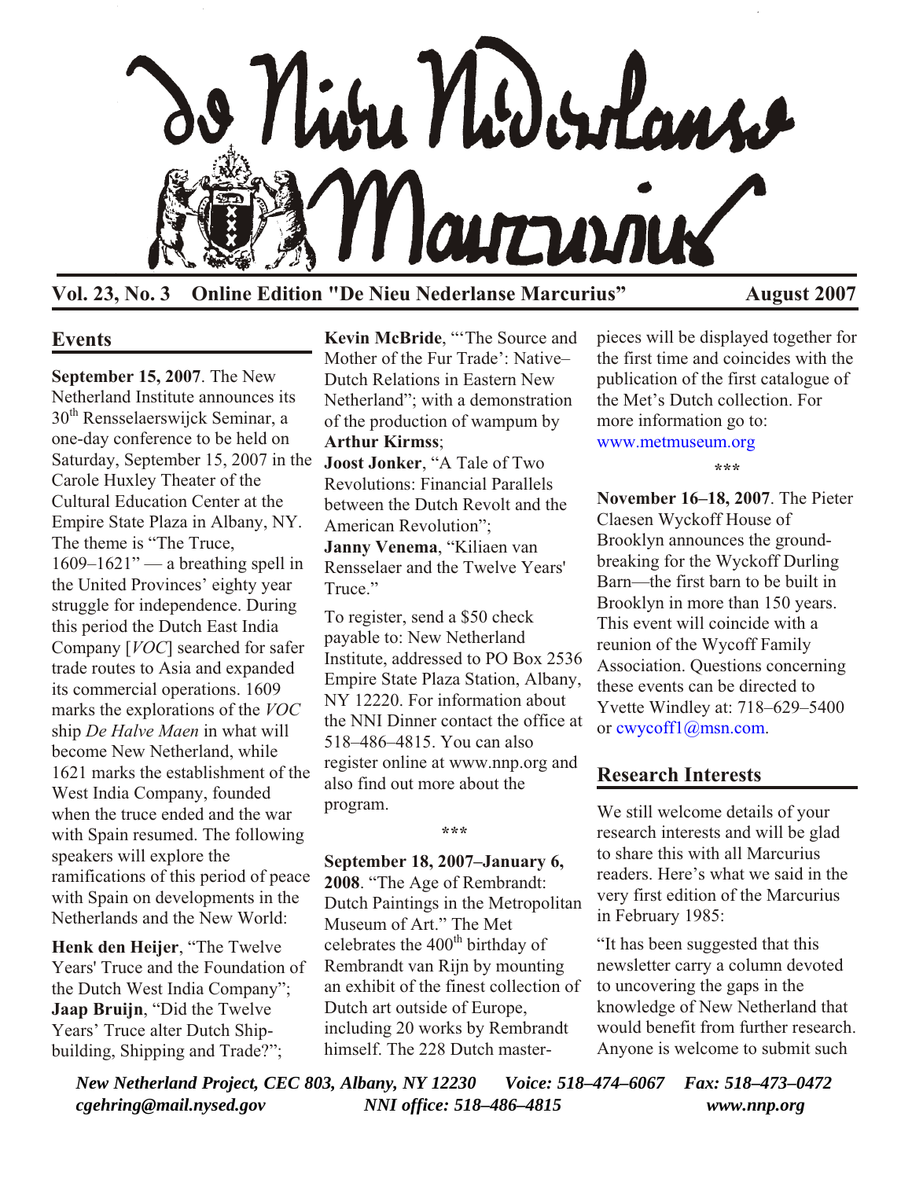# De Nieu Nederlanse Marcurius

**Vol. 23, No. 3 Online Edition "De Nieu Nederlanse Marcurius" August 2007**

## Events

**September 15, 2007**. The New Netherland Institute announces its 30th Rensselaerswijck Seminar, a one-day conference to be held on Saturday, September 15, 2007 in the Carole Huxley Theater of the Cultural Education Center at the Empire State Plaza in Albany, NY. The theme is "The Truce, 1609–1621" — a breathing spell in the United Provinces' eighty year struggle for independence. During this period the Dutch East India Company [*VOC*] searched for safer trade routes to Asia and expanded its commercial operations. 1609 marks the explorations of the *VOC* ship *De Halve Maen* in what will become New Netherland, while 1621 marks the establishment of the West India Company, founded when the truce ended and the war with Spain resumed. The following speakers will explore the ramifications of this period of peace with Spain on developments in the Netherlands and the New World:

**Henk den Heijer**, "The Twelve Years' Truce and the Foundation of the Dutch West India Company";
**Jaap Bruijn**, "Did the Twelve Years' Truce alter Dutch Ship-building, Shipping and Trade?";
**Kevin McBride**, "'The Source and Mother of the Fur Trade': Native–Dutch Relations in Eastern New Netherland"; with a demonstration of the production of wampum by **Arthur Kirmss**;
**Joost Jonker**, "A Tale of Two Revolutions: Financial Parallels between the Dutch Revolt and the American Revolution";
**Janny Venema**, "Kiliaen van Rensselaer and the Twelve Years' Truce."

To register, send a $50 check payable to: New Netherland Institute, addressed to PO Box 2536 Empire State Plaza Station, Albany, NY 12220. For information about the NNI Dinner contact the office at 518–486–4815. You can also register online at www.nnp.org and also find out more about the program.

\*\*\*

**September 18, 2007–January 6, 2008**. "The Age of Rembrandt: Dutch Paintings in the Metropolitan Museum of Art." The Met celebrates the 400th birthday of Rembrandt van Rijn by mounting an exhibit of the finest collection of Dutch art outside of Europe, including 20 works by Rembrandt himself. The 228 Dutch master-pieces will be displayed together for the first time and coincides with the publication of the first catalogue of the Met's Dutch collection. For more information go to: www.metmuseum.org

\*\*\*

**November 16–18, 2007**. The Pieter Claesen Wyckoff House of Brooklyn announces the ground-breaking for the Wyckoff Durling Barn—the first barn to be built in Brooklyn in more than 150 years. This event will coincide with a reunion of the Wycoff Family Association. Questions concerning these events can be directed to Yvette Windley at: 718–629–5400 or cwycoff1@msn.com.

## Research Interests

We still welcome details of your research interests and will be glad to share this with all Marcurius readers. Here's what we said in the very first edition of the Marcurius in February 1985:

"It has been suggested that this newsletter carry a column devoted to uncovering the gaps in the knowledge of New Netherland that would benefit from further research. Anyone is welcome to submit such

*New Netherland Project, CEC 803, Albany, NY 12230 Voice: 518–474–6067 Fax: 518–473–0472*
*cgehring@mail.nysed.gov NNI office: 518–486–4815 www.nnp.org*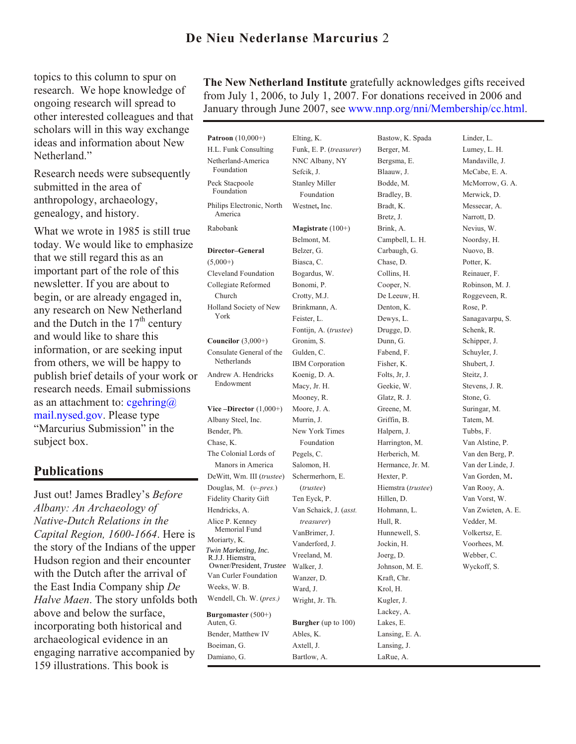topics to this column to spur on research. We hope knowledge of ongoing research will spread to other interested colleagues and that scholars will in this way exchange ideas and information about New Netherland."

Research needs were subsequently submitted in the area of anthropology, archaeology, genealogy, and history.

What we wrote in 1985 is still true today. We would like to emphasize that we still regard this as an important part of the role of this newsletter. If you are about to begin, or are already engaged in, any research on New Netherland and the Dutch in the 17th century and would like to share this information, or are seeking input from others, we will be happy to publish brief details of your work or research needs. Email submissions as an attachment to: cgehring@mail.nysed.gov. Please type "Marcurius Submission" in the subject box.

## Publications

Just out! James Bradley's *Before Albany: An Archaeology of Native-Dutch Relations in the Capital Region, 1600-1664*. Here is the story of the Indians of the upper Hudson region and their encounter with the Dutch after the arrival of the East India Company ship *De Halve Maen*. The story unfolds both above and below the surface, incorporating both historical and archaeological evidence in an engaging narrative accompanied by 159 illustrations. This book is

**The New Netherland Institute** gratefully acknowledges gifts received from July 1, 2006, to July 1, 2007. For donations received in 2006 and January through June 2007, see www.nnp.org/nni/Membership/cc.html.

**Patroon** (10,000+)
H.L. Funk Consulting
Netherland-America Foundation
Peck Stacpoole Foundation
Philips Electronic, North America
Rabobank

**Director–General** (5,000+)
Cleveland Foundation
Collegiate Reformed Church
Holland Society of New York

**Councilor** (3,000+)
Consulate General of the Netherlands
Andrew A. Hendricks Endowment

**Vice –Director** (1,000+)
Albany Steel, Inc.
Bender, Ph.
Chase, K.
The Colonial Lords of Manors in America
DeWitt, Wm. III (*trustee*)
Douglas, M. (*v–pres.*)
Fidelity Charity Gift
Hendricks, A.
Alice P. Kenney Memorial Fund
Moriarty, K.
*Twin Marketing, Inc.* R.J.J. Hiemstra, Owner/President, *Trustee*
Van Curler Foundation
Weeks, W. B.
Wendell, Ch. W. (*pres.*)

**Burgomaster** (500+)
Auten, G.
Bender, Matthew IV
Boeiman, G.
Damiano, G.
Elting, K.
Funk, E. P. (*treasurer*)
NNC Albany, NY
Sefcik, J.
Stanley Miller Foundation
Westnet, Inc.

**Magistrate** (100+)
Belmont, M.
Belzer, G.
Biasca, C.
Bogardus, W.
Bonomi, P.
Crotty, M.J.
Brinkmann, A.
Feister, L.
Fontijn, A. (*trustee*)
Gronim, S.
Gulden, C.
IBM Corporation
Koenig, D. A.
Macy, Jr. H.
Mooney, R.
Moore, J. A.
Murrin, J.
New York Times Foundation
Pegels, C.
Salomon, H.
Schermerhorn, E. (*trustee*)
Ten Eyck, P.
Van Schaick, J. (*asst. treasurer*)
VanBrimer, J.
Vanderford, J.
Vreeland, M.
Walker, J.
Wanzer, D.
Ward, J.
Wright, Jr. Th.

**Burgher** (up to 100)
Ables, K.
Axtell, J.
Bartlow, A.
Bastow, K. Spada
Berger, M.
Bergsma, E.
Blaauw, J.
Bodde, M.
Bradley, B.
Bradt, K.
Bretz, J.
Brink, A.
Campbell, L. H.
Carbaugh, G.
Chase, D.
Collins, H.
Cooper, N.
De Leeuw, H.
Denton, K.
Dewys, L.
Drugge, D.
Dunn, G.
Fabend, F.
Fisher, K.
Folts, Jr, J.
Geekie, W.
Glatz, R. J.
Greene, M.
Griffin, B.
Halpern, J.
Harrington, M.
Herberich, M.
Hermance, Jr. M.
Hexter, P.
Hiemstra (*trustee*)
Hillen, D.
Hohmann, L.
Hull, R.
Hunnewell, S.
Jockin, H.
Joerg, D.
Johnson, M. E.
Kraft, Chr.
Krol, H.
Kugler, J.
Lackey, A.
Lakes, E.
Lansing, E. A.
Lansing, J.
LaRue, A.
Linder, L.
Lumey, L. H.
Mandaville, J.
McCabe, E. A.
McMorrow, G. A.
Merwick, D.
Messecar, A.
Narrott, D.
Nevius, W.
Noordsy, H.
Nuovo, B.
Potter, K.
Reinauer, F.
Robinson, M. J.
Roggeveen, R.
Rose, P.
Sanagavarpu, S.
Schenk, R.
Schipper, J.
Schuyler, J.
Shubert, J.
Steitz, J.
Stevens, J. R.
Stone, G.
Suringar, M.
Tatem, M.
Tubbs, F.
Van Alstine, P.
Van den Berg, P.
Van der Linde, J.
Van Gorden, M.
Van Rooy, A.
Van Vorst, W.
Van Zwieten, A. E.
Vedder, M.
Volkertsz, E.
Voorhees, M.
Webber, C.
Wyckoff, S.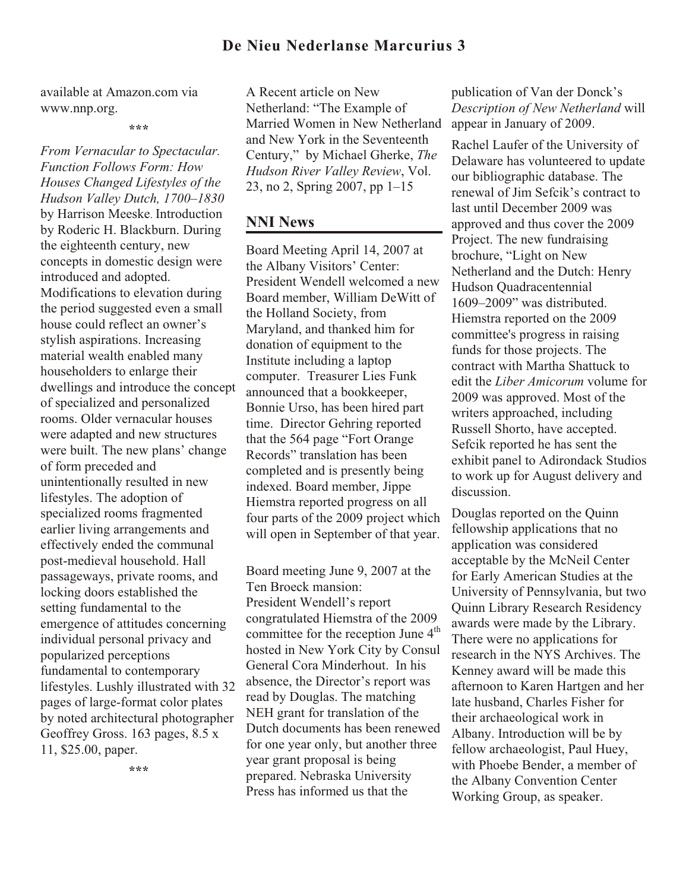available at Amazon.com via www.nnp.org.

\*\*\*

*From Vernacular to Spectacular. Function Follows Form: How Houses Changed Lifestyles of the Hudson Valley Dutch, 1700–1830* by Harrison Meeske. Introduction by Roderic H. Blackburn. During the eighteenth century, new concepts in domestic design were introduced and adopted. Modifications to elevation during the period suggested even a small house could reflect an owner's stylish aspirations. Increasing material wealth enabled many householders to enlarge their dwellings and introduce the concept of specialized and personalized rooms. Older vernacular houses were adapted and new structures were built. The new plans' change of form preceded and unintentionally resulted in new lifestyles. The adoption of specialized rooms fragmented earlier living arrangements and effectively ended the communal post-medieval household. Hall passageways, private rooms, and locking doors established the setting fundamental to the emergence of attitudes concerning individual personal privacy and popularized perceptions fundamental to contemporary lifestyles. Lushly illustrated with 32 pages of large-format color plates by noted architectural photographer Geoffrey Gross. 163 pages, 8.5 x 11, $25.00, paper.

\*\*\*

A Recent article on New Netherland: "The Example of Married Women in New Netherland and New York in the Seventeenth Century," by Michael Gherke, *The Hudson River Valley Review*, Vol. 23, no 2, Spring 2007, pp 1–15

## NNI News

Board Meeting April 14, 2007 at the Albany Visitors' Center: President Wendell welcomed a new Board member, William DeWitt of the Holland Society, from Maryland, and thanked him for donation of equipment to the Institute including a laptop computer. Treasurer Lies Funk announced that a bookkeeper, Bonnie Urso, has been hired part time. Director Gehring reported that the 564 page "Fort Orange Records" translation has been completed and is presently being indexed. Board member, Jippe Hiemstra reported progress on all four parts of the 2009 project which will open in September of that year.

Board meeting June 9, 2007 at the Ten Broeck mansion: President Wendell's report congratulated Hiemstra of the 2009 committee for the reception June 4th hosted in New York City by Consul General Cora Minderhout. In his absence, the Director's report was read by Douglas. The matching NEH grant for translation of the Dutch documents has been renewed for one year only, but another three year grant proposal is being prepared. Nebraska University Press has informed us that the publication of Van der Donck's *Description of New Netherland* will appear in January of 2009.

Rachel Laufer of the University of Delaware has volunteered to update our bibliographic database. The renewal of Jim Sefcik's contract to last until December 2009 was approved and thus cover the 2009 Project. The new fundraising brochure, "Light on New Netherland and the Dutch: Henry Hudson Quadracentennial 1609–2009" was distributed. Hiemstra reported on the 2009 committee's progress in raising funds for those projects. The contract with Martha Shattuck to edit the *Liber Amicorum* volume for 2009 was approved. Most of the writers approached, including Russell Shorto, have accepted. Sefcik reported he has sent the exhibit panel to Adirondack Studios to work up for August delivery and discussion.

Douglas reported on the Quinn fellowship applications that no application was considered acceptable by the McNeil Center for Early American Studies at the University of Pennsylvania, but two Quinn Library Research Residency awards were made by the Library. There were no applications for research in the NYS Archives. The Kenney award will be made this afternoon to Karen Hartgen and her late husband, Charles Fisher for their archaeological work in Albany. Introduction will be by fellow archaeologist, Paul Huey, with Phoebe Bender, a member of the Albany Convention Center Working Group, as speaker.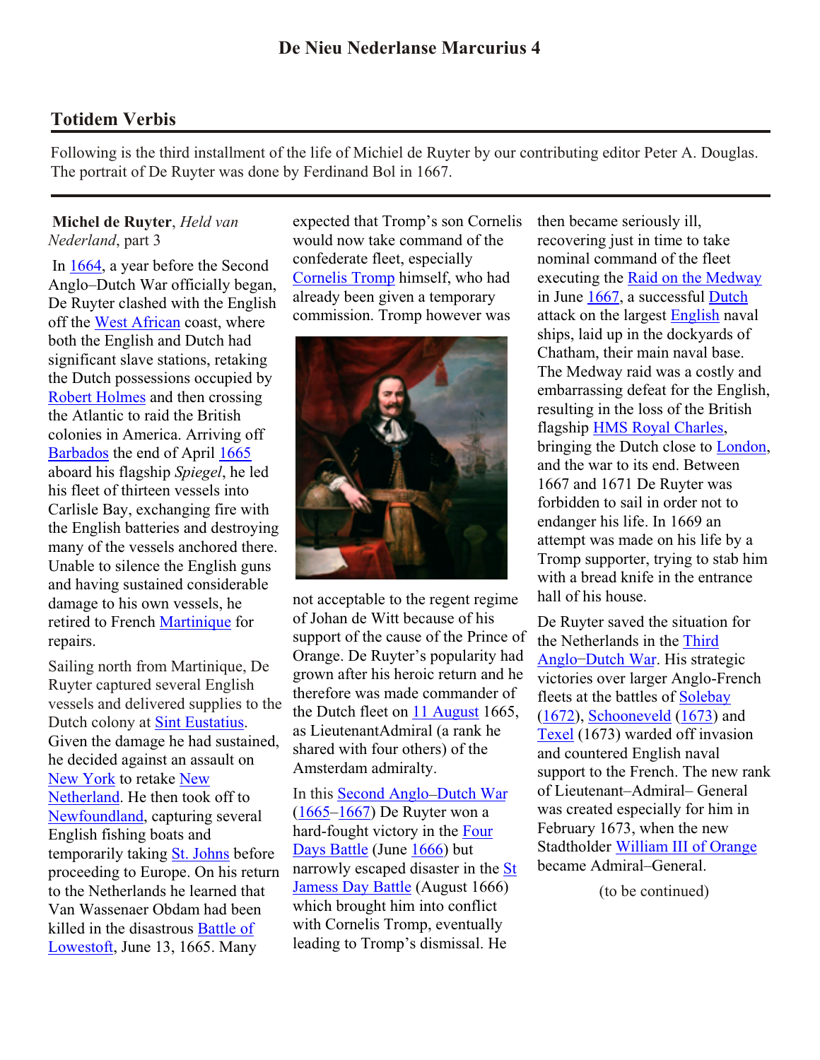# De Nieu Nederlanse Marcurius 4

## Totidem Verbis

Following is the third installment of the life of Michiel de Ruyter by our contributing editor Peter A. Douglas. The portrait of De Ruyter was done by Ferdinand Bol in 1667.

**Michel de Ruyter**, *Held van Nederland*, part 3

In 1664, a year before the Second Anglo–Dutch War officially began, De Ruyter clashed with the English off the West African coast, where both the English and Dutch had significant slave stations, retaking the Dutch possessions occupied by Robert Holmes and then crossing the Atlantic to raid the British colonies in America. Arriving off Barbados the end of April 1665 aboard his flagship *Spiegel*, he led his fleet of thirteen vessels into Carlisle Bay, exchanging fire with the English batteries and destroying many of the vessels anchored there. Unable to silence the English guns and having sustained considerable damage to his own vessels, he retired to French Martinique for repairs.

Sailing north from Martinique, De Ruyter captured several English vessels and delivered supplies to the Dutch colony at Sint Eustatius. Given the damage he had sustained, he decided against an assault on New York to retake New Netherland. He then took off to Newfoundland, capturing several English fishing boats and temporarily taking St. Johns before proceeding to Europe. On his return to the Netherlands he learned that Van Wassenaer Obdam had been killed in the disastrous Battle of Lowestoft, June 13, 1665. Many expected that Tromp's son Cornelis would now take command of the confederate fleet, especially Cornelis Tromp himself, who had already been given a temporary commission. Tromp however was not acceptable to the regent regime of Johan de Witt because of his support of the cause of the Prince of Orange. De Ruyter's popularity had grown after his heroic return and he therefore was made commander of the Dutch fleet on 11 August 1665, as LieutenantAdmiral (a rank he shared with four others) of the Amsterdam admiralty.

In this Second Anglo–Dutch War (1665–1667) De Ruyter won a hard-fought victory in the Four Days Battle (June 1666) but narrowly escaped disaster in the St Jamess Day Battle (August 1666) which brought him into conflict with Cornelis Tromp, eventually leading to Tromp's dismissal. He then became seriously ill, recovering just in time to take nominal command of the fleet executing the Raid on the Medway in June 1667, a successful Dutch attack on the largest English naval ships, laid up in the dockyards of Chatham, their main naval base. The Medway raid was a costly and embarrassing defeat for the English, resulting in the loss of the British flagship HMS Royal Charles, bringing the Dutch close to London, and the war to its end. Between 1667 and 1671 De Ruyter was forbidden to sail in order not to endanger his life. In 1669 an attempt was made on his life by a Tromp supporter, trying to stab him with a bread knife in the entrance hall of his house.

De Ruyter saved the situation for the Netherlands in the Third Anglo–Dutch War. His strategic victories over larger Anglo-French fleets at the battles of Solebay (1672), Schooneveld (1673) and Texel (1673) warded off invasion and countered English naval support to the French. The new rank of Lieutenant–Admiral– General was created especially for him in February 1673, when the new Stadtholder William III of Orange became Admiral–General.

(to be continued)